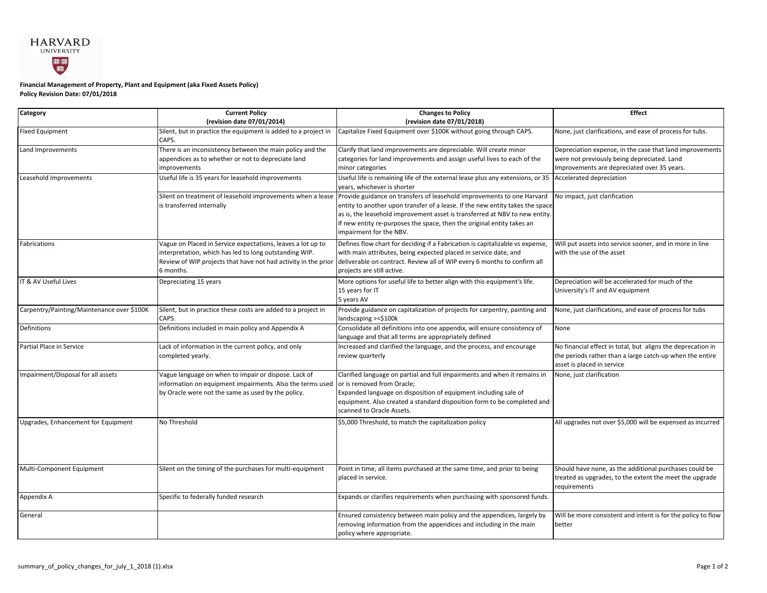HARVARD UNIVERSITY

**Financial Management of Property, Plant and Equipment (aka Fixed Assets Policy)**
**Policy Revision Date: 07/01/2018**

| Category | Current Policy (revision date 07/01/2014) | Changes to Policy (revision date 07/01/2018) | Effect |
|---|---|---|---|
| Fixed Equipment | Silent, but in practice the equipment is added to a project in CAPS. | Capitalize Fixed Equipment over $100K without going through CAPS. | None, just clarifications, and ease of process for tubs. |
| Land Improvements | There is an inconsistency between the main policy and the appendices as to whether or not to depreciate land improvements | Clarify that land improvements are depreciable. Will create minor categories for land improvements and assign useful lives to each of the minor categories | Depreciation expense, in the case that land improvements were not previously being depreciated. Land Improvements are depreciated over 35 years. |
| Leasehold Improvements | Useful life is 35 years for leasehold improvements | Useful life is remaining life of the external lease plus any extensions, or 35 years, whichever is shorter | Accelerated depreciation |
| | Silent on treatment of leasehold improvements when a lease is transferred internally | Provide guidance on transfers of leasehold improvements to one Harvard entity to another upon transfer of a lease. If the new entity takes the space as is, the leasehold improvement asset is transferred at NBV to new entity. If new entity re-purposes the space, then the original entity takes an impairment for the NBV. | No impact, just clarification |
| Fabrications | Vague on Placed in Service expectations, leaves a lot up to interpretation, which has led to long outstanding WIP. Review of WIP projects that have not had activity in the prior 6 months. | Defines flow chart for deciding if a Fabrication is capitalizable vs expense, with main attributes, being expected placed in service date, and deliverable on contract. Review all of WIP every 6 months to confirm all projects are still active. | Will put assets into service sooner, and in more in line with the use of the asset |
| IT & AV Useful Lives | Depreciating 15 years | More options for useful life to better align with this equipment's life.<br>15 years for IT<br>5 years AV | Depreciation will be accelerated for much of the University's IT and AV equipment |
| Carpentry/Painting/Maintenance over $100K | Silent, but in practice these costs are added to a project in CAPS. | Provide guidance on capitalization of projects for carpentry, painting and landscaping >=$100k | None, just clarifications, and ease of process for tubs |
| Definitions | Definitions included in main policy and Appendix A | Consolidate all definitions into one appendix, will ensure consistency of language and that all terms are appropriately defined | None |
| Partial Place in Service | Lack of information in the current policy, and only completed yearly. | Increased and clarified the language, and the process, and encourage review quarterly | No financial effect in total, but aligns the deprecation in the periods rather than a large catch-up when the entire asset is placed in service |
| Impairment/Disposal for all assets | Vague language on when to impair or dispose. Lack of information on equipment impairments. Also the terms used by Oracle were not the same as used by the policy. | Clarified language on partial and full impairments and when it remains in or is removed from Oracle;<br>Expanded language on disposition of equipment including sale of equipment. Also created a standard disposition form to be completed and scanned to Oracle Assets. | None, just clarification |
| Upgrades, Enhancement for Equipment | No Threshold | $5,000 Threshold, to match the capitalization policy | All upgrades not over $5,000 will be expensed as incurred |
| Multi-Component Equipment | Silent on the timing of the purchases for multi-equipment | Point in time, all items purchased at the same time, and prior to being placed in service. | Should have none, as the additional purchases could be treated as upgrades, to the extent the meet the upgrade requirements |
| Appendix A | Specific to federally funded research | Expands or clarifies requirements when purchasing with sponsored funds. | |
| General | | Ensured consistency between main policy and the appendices, largely by removing information from the appendices and including in the main policy where appropriate. | Will be more consistent and intent is for the policy to flow better |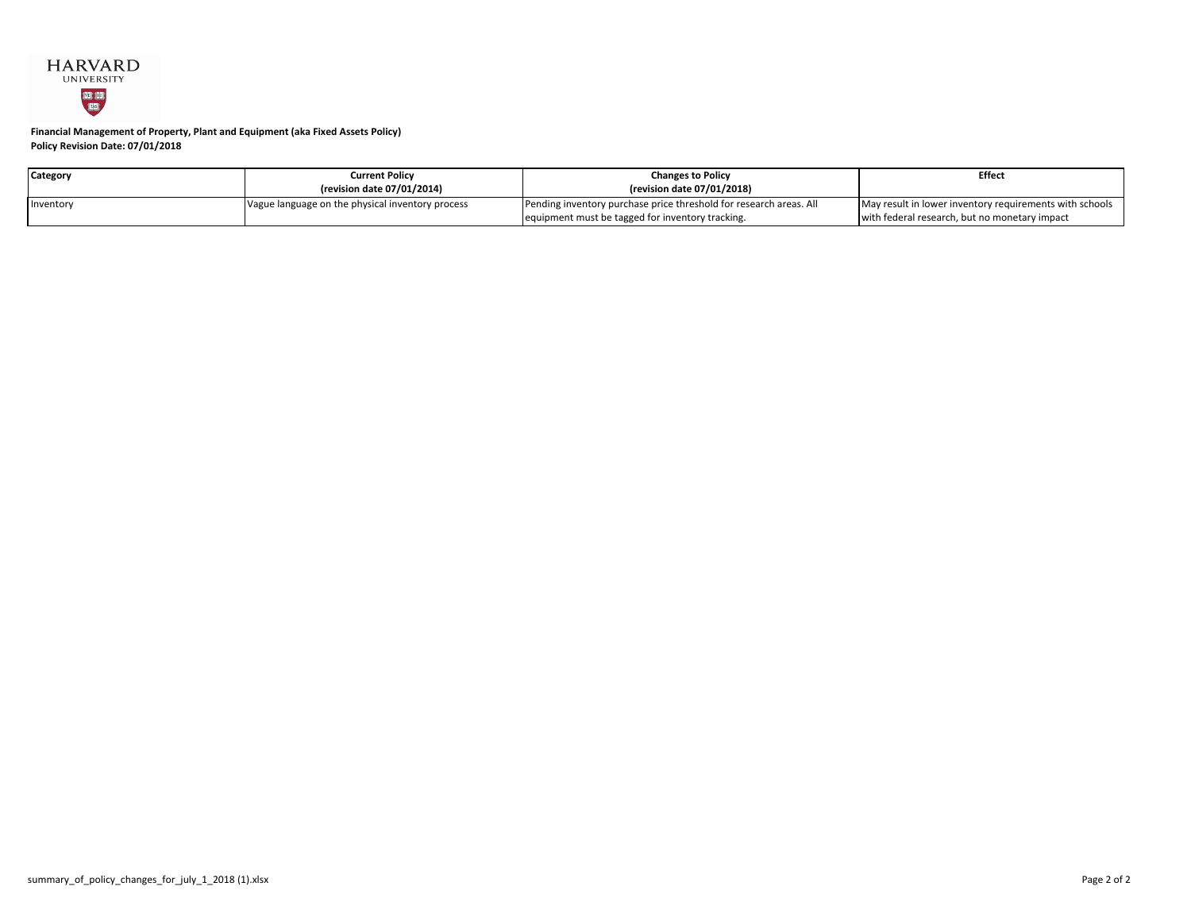**Financial Management of Property, Plant and Equipment (aka Fixed Assets Policy)**
**Policy Revision Date: 07/01/2018**

| Category | Current Policy (revision date 07/01/2014) | Changes to Policy (revision date 07/01/2018) | Effect |
|---|---|---|---|
| Inventory | Vague language on the physical inventory process | Pending inventory purchase price threshold for research areas. All equipment must be tagged for inventory tracking. | May result in lower inventory requirements with schools with federal research, but no monetary impact |